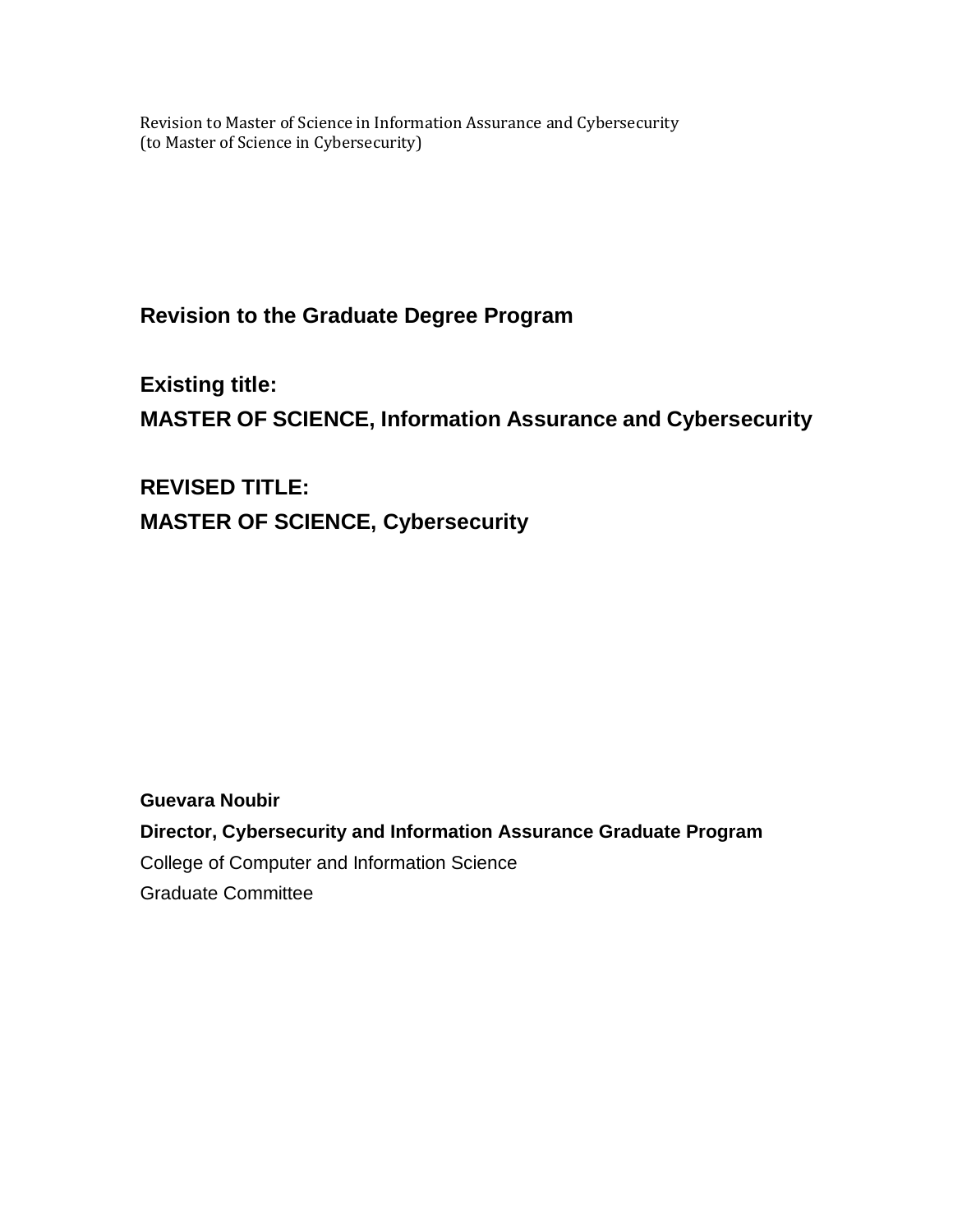Revision to Master of Science in Information Assurance and Cybersecurity
(to Master of Science in Cybersecurity)

## Revision to the Graduate Degree Program

## Existing title:
## MASTER OF SCIENCE, Information Assurance and Cybersecurity

## REVISED TITLE:
## MASTER OF SCIENCE, Cybersecurity

**Guevara Noubir**

**Director, Cybersecurity and Information Assurance Graduate Program**

College of Computer and Information Science

Graduate Committee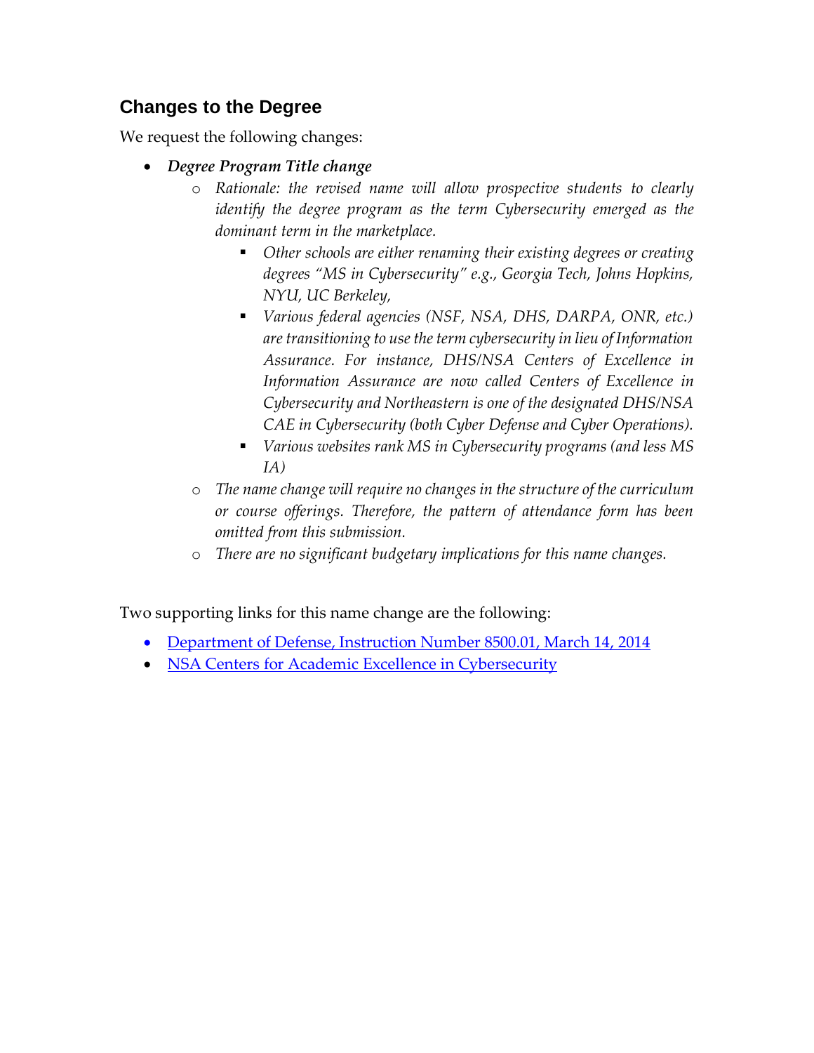## Changes to the Degree

We request the following changes:

- ***Degree Program Title change***
  - *Rationale: the revised name will allow prospective students to clearly identify the degree program as the term Cybersecurity emerged as the dominant term in the marketplace.*
    - *Other schools are either renaming their existing degrees or creating degrees "MS in Cybersecurity" e.g., Georgia Tech, Johns Hopkins, NYU, UC Berkeley,*
    - *Various federal agencies (NSF, NSA, DHS, DARPA, ONR, etc.) are transitioning to use the term cybersecurity in lieu of Information Assurance. For instance, DHS/NSA Centers of Excellence in Information Assurance are now called Centers of Excellence in Cybersecurity and Northeastern is one of the designated DHS/NSA CAE in Cybersecurity (both Cyber Defense and Cyber Operations).*
    - *Various websites rank MS in Cybersecurity programs (and less MS IA)*
  - *The name change will require no changes in the structure of the curriculum or course offerings. Therefore, the pattern of attendance form has been omitted from this submission.*
  - *There are no significant budgetary implications for this name changes.*

Two supporting links for this name change are the following:

- Department of Defense, Instruction Number 8500.01, March 14, 2014
- NSA Centers for Academic Excellence in Cybersecurity